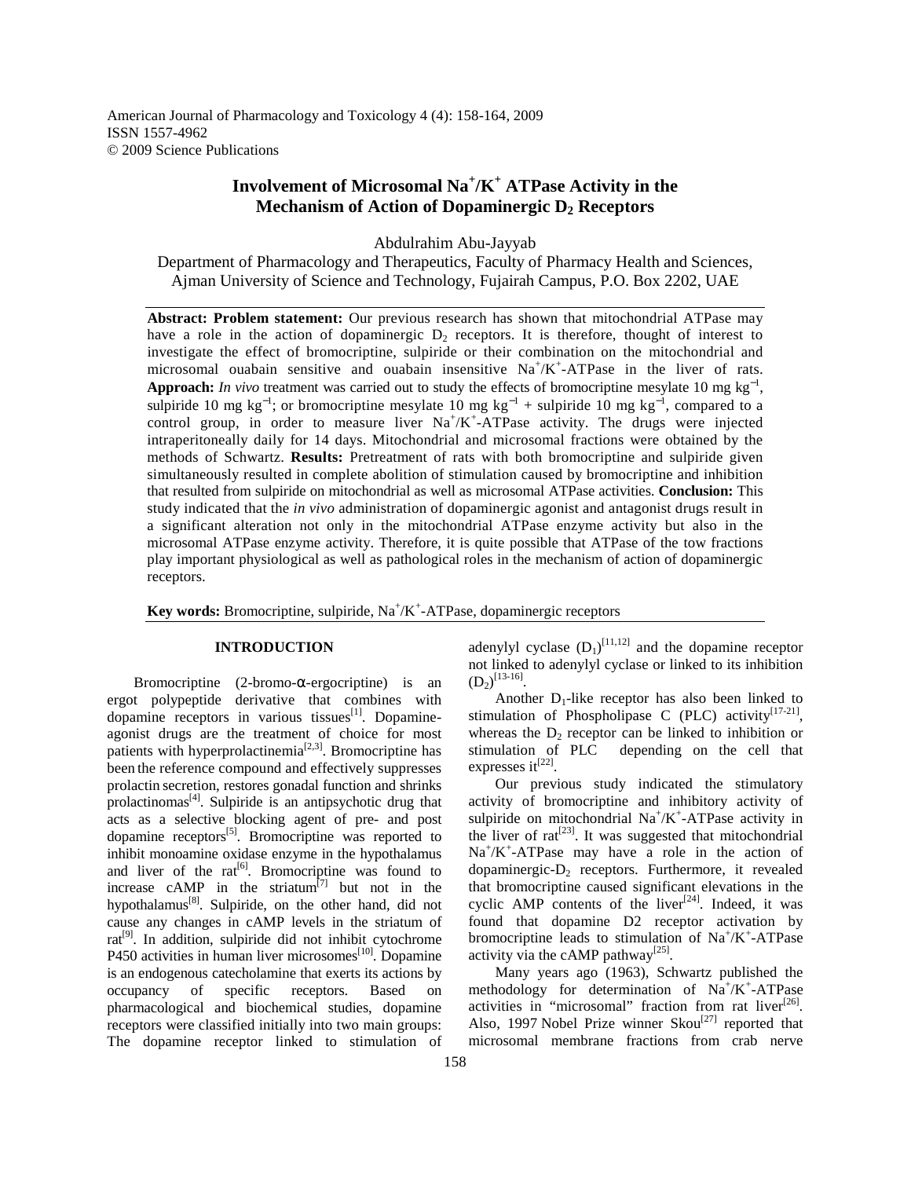# Involvement of Microsomal $Na^+/K^+$ ATPase Activity in the Mechanism of Action of Dopaminergic $D_2$ Receptors

Abdulrahim Abu-Jayyab

Department of Pharmacology and Therapeutics, Faculty of Pharmacy Health and Sciences, Ajman University of Science and Technology, Fujairah Campus, P.O. Box 2202, UAE

**Abstract: Problem statement:** Our previous research has shown that mitochondrial ATPase may have a role in the action of dopaminergic $D_2$ receptors. It is therefore, thought of interest to investigate the effect of bromocriptine, sulpiride or their combination on the mitochondrial and microsomal ouabain sensitive and ouabain insensitive $Na^+/K^+$-ATPase in the liver of rats. **Approach:** *In vivo* treatment was carried out to study the effects of bromocriptine mesylate 10 mg $kg^{-1}$, sulpiride 10 mg $kg^{-1}$; or bromocriptine mesylate 10 mg $kg^{-1}$ + sulpiride 10 mg $kg^{-1}$, compared to a control group, in order to measure liver $Na^+/K^+$-ATPase activity. The drugs were injected intraperitoneally daily for 14 days. Mitochondrial and microsomal fractions were obtained by the methods of Schwartz. **Results:** Pretreatment of rats with both bromocriptine and sulpiride given simultaneously resulted in complete abolition of stimulation caused by bromocriptine and inhibition that resulted from sulpiride on mitochondrial as well as microsomal ATPase activities. **Conclusion:** This study indicated that the *in vivo* administration of dopaminergic agonist and antagonist drugs result in a significant alteration not only in the mitochondrial ATPase enzyme activity but also in the microsomal ATPase enzyme activity. Therefore, it is quite possible that ATPase of the tow fractions play important physiological as well as pathological roles in the mechanism of action of dopaminergic receptors.

**Key words:** Bromocriptine, sulpiride, $Na^+/K^+$-ATPase, dopaminergic receptors

## INTRODUCTION

Bromocriptine (2-bromo-α-ergocriptine) is an ergot polypeptide derivative that combines with dopamine receptors in various tissues[1]. Dopamine-agonist drugs are the treatment of choice for most patients with hyperprolactinemia[2,3]. Bromocriptine has been the reference compound and effectively suppresses prolactin secretion, restores gonadal function and shrinks prolactinomas[4]. Sulpiride is an antipsychotic drug that acts as a selective blocking agent of pre- and post dopamine receptors[5]. Bromocriptine was reported to inhibit monoamine oxidase enzyme in the hypothalamus and liver of the rat[6]. Bromocriptine was found to increase cAMP in the striatum[7] but not in the hypothalamus[8]. Sulpiride, on the other hand, did not cause any changes in cAMP levels in the striatum of rat[9]. In addition, sulpiride did not inhibit cytochrome P450 activities in human liver microsomes[10]. Dopamine is an endogenous catecholamine that exerts its actions by occupancy of specific receptors. Based on pharmacological and biochemical studies, dopamine receptors were classified initially into two main groups: The dopamine receptor linked to stimulation of adenylyl cyclase ($D_1$)[11,12] and the dopamine receptor not linked to adenylyl cyclase or linked to its inhibition ($D_2$)[13-16].

Another $D_1$-like receptor has also been linked to stimulation of Phospholipase C (PLC) activity[17-21], whereas the $D_2$ receptor can be linked to inhibition or stimulation of PLC depending on the cell that expresses it[22].

Our previous study indicated the stimulatory activity of bromocriptine and inhibitory activity of sulpiride on mitochondrial $Na^+/K^+$-ATPase activity in the liver of rat[23]. It was suggested that mitochondrial $Na^+/K^+$-ATPase may have a role in the action of dopaminergic-$D_2$ receptors. Furthermore, it revealed that bromocriptine caused significant elevations in the cyclic AMP contents of the liver[24]. Indeed, it was found that dopamine D2 receptor activation by bromocriptine leads to stimulation of $Na^+/K^+$-ATPase activity via the cAMP pathway[25].

Many years ago (1963), Schwartz published the methodology for determination of $Na^+/K^+$-ATPase activities in "microsomal" fraction from rat liver[26]. Also, 1997 Nobel Prize winner Skou[27] reported that microsomal membrane fractions from crab nerve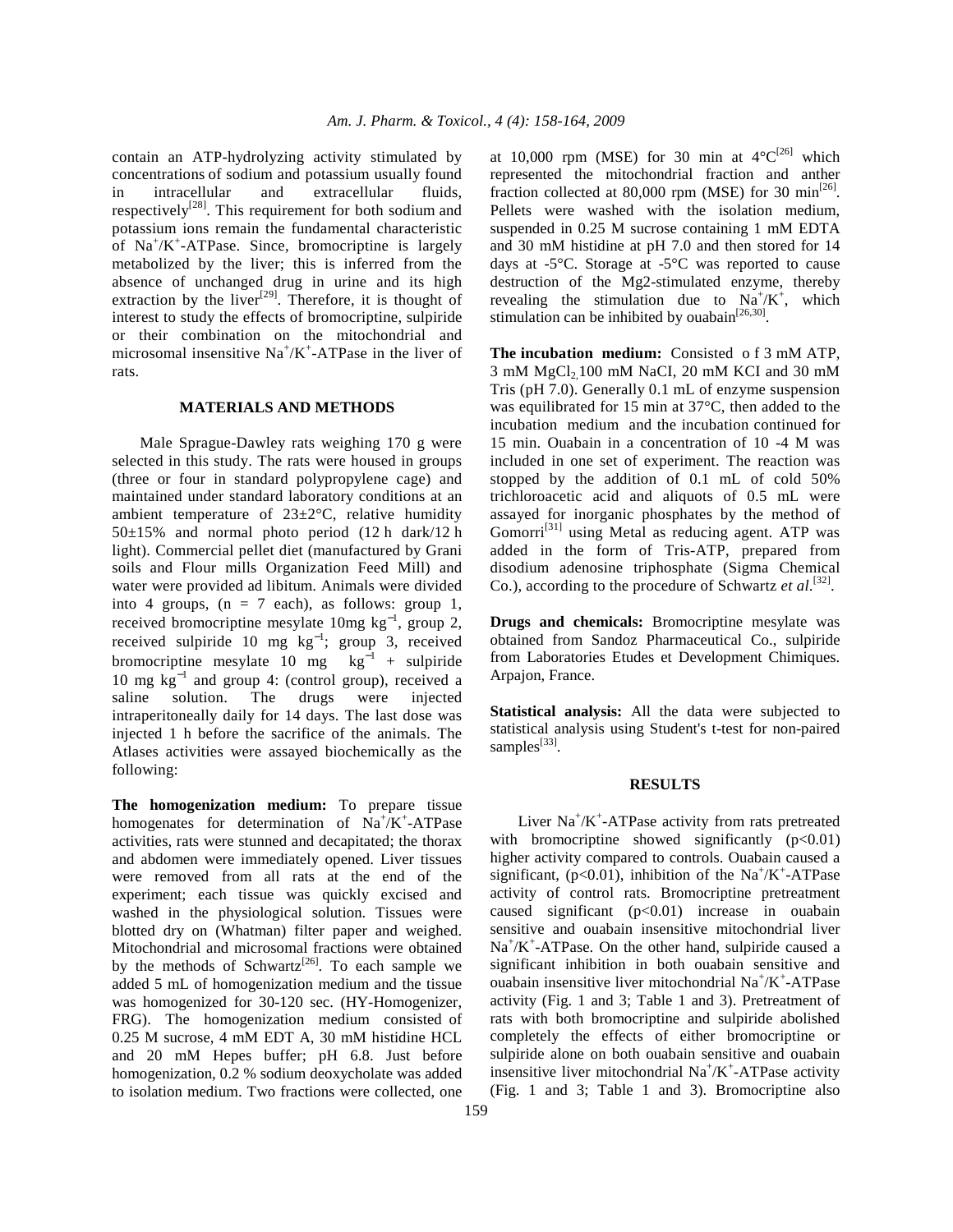contain an ATP-hydrolyzing activity stimulated by concentrations of sodium and potassium usually found in intracellular and extracellular fluids, respectively[28]. This requirement for both sodium and potassium ions remain the fundamental characteristic of $Na^+/K^+$-ATPase. Since, bromocriptine is largely metabolized by the liver; this is inferred from the absence of unchanged drug in urine and its high extraction by the liver[29]. Therefore, it is thought of interest to study the effects of bromocriptine, sulpiride or their combination on the mitochondrial and microsomal insensitive $Na^+/K^+$-ATPase in the liver of rats.

## MATERIALS AND METHODS

Male Sprague-Dawley rats weighing 170 g were selected in this study. The rats were housed in groups (three or four in standard polypropylene cage) and maintained under standard laboratory conditions at an ambient temperature of 23±2°C, relative humidity 50±15% and normal photo period (12 h dark/12 h light). Commercial pellet diet (manufactured by Grani soils and Flour mills Organization Feed Mill) and water were provided ad libitum. Animals were divided into 4 groups, (n = 7 each), as follows: group 1, received bromocriptine mesylate 10mg $kg^{-1}$, group 2, received sulpiride 10 mg $kg^{-1}$; group 3, received bromocriptine mesylate 10 mg $kg^{-1}$ + sulpiride 10 mg $kg^{-1}$ and group 4: (control group), received a saline solution. The drugs were injected intraperitoneally daily for 14 days. The last dose was injected 1 h before the sacrifice of the animals. The Atlases activities were assayed biochemically as the following:

**The homogenization medium:** To prepare tissue homogenates for determination of $Na^+/K^+$-ATPase activities, rats were stunned and decapitated; the thorax and abdomen were immediately opened. Liver tissues were removed from all rats at the end of the experiment; each tissue was quickly excised and washed in the physiological solution. Tissues were blotted dry on (Whatman) filter paper and weighed. Mitochondrial and microsomal fractions were obtained by the methods of Schwartz[26]. To each sample we added 5 mL of homogenization medium and the tissue was homogenized for 30-120 sec. (HY-Homogenizer, FRG). The homogenization medium consisted of 0.25 M sucrose, 4 mM EDT A, 30 mM histidine HCL and 20 mM Hepes buffer; pH 6.8. Just before homogenization, 0.2 % sodium deoxycholate was added to isolation medium. Two fractions were collected, one at 10,000 rpm (MSE) for 30 min at 4°C[26] which represented the mitochondrial fraction and anther fraction collected at 80,000 rpm (MSE) for 30 min[26]. Pellets were washed with the isolation medium, suspended in 0.25 M sucrose containing 1 mM EDTA and 30 mM histidine at pH 7.0 and then stored for 14 days at -5°C. Storage at -5°C was reported to cause destruction of the Mg2-stimulated enzyme, thereby revealing the stimulation due to $Na^+/K^+$, which stimulation can be inhibited by ouabain[26,30].

**The incubation medium:** Consisted o f 3 mM ATP, 3 mM $MgCl_2$ 100 mM NaCI, 20 mM KCI and 30 mM Tris (pH 7.0). Generally 0.1 mL of enzyme suspension was equilibrated for 15 min at 37°C, then added to the incubation medium and the incubation continued for 15 min. Ouabain in a concentration of 10 -4 M was included in one set of experiment. The reaction was stopped by the addition of 0.1 mL of cold 50% trichloroacetic acid and aliquots of 0.5 mL were assayed for inorganic phosphates by the method of Gomorri[31] using Metal as reducing agent. ATP was added in the form of Tris-ATP, prepared from disodium adenosine triphosphate (Sigma Chemical Co.), according to the procedure of Schwartz *et al*.[32].

**Drugs and chemicals:** Bromocriptine mesylate was obtained from Sandoz Pharmaceutical Co., sulpiride from Laboratories Etudes et Development Chimiques. Arpajon, France.

**Statistical analysis:** All the data were subjected to statistical analysis using Student's t-test for non-paired samples[33].

## RESULTS

Liver $Na^+/K^+$-ATPase activity from rats pretreated with bromocriptine showed significantly ($p<0.01$) higher activity compared to controls. Ouabain caused a significant, ($p<0.01$), inhibition of the $Na^+/K^+$-ATPase activity of control rats. Bromocriptine pretreatment caused significant ($p<0.01$) increase in ouabain sensitive and ouabain insensitive mitochondrial liver $Na^+/K^+$-ATPase. On the other hand, sulpiride caused a significant inhibition in both ouabain sensitive and ouabain insensitive liver mitochondrial $Na^+/K^+$-ATPase activity (Fig. 1 and 3; Table 1 and 3). Pretreatment of rats with both bromocriptine and sulpiride abolished completely the effects of either bromocriptine or sulpiride alone on both ouabain sensitive and ouabain insensitive liver mitochondrial $Na^+/K^+$-ATPase activity (Fig. 1 and 3; Table 1 and 3). Bromocriptine also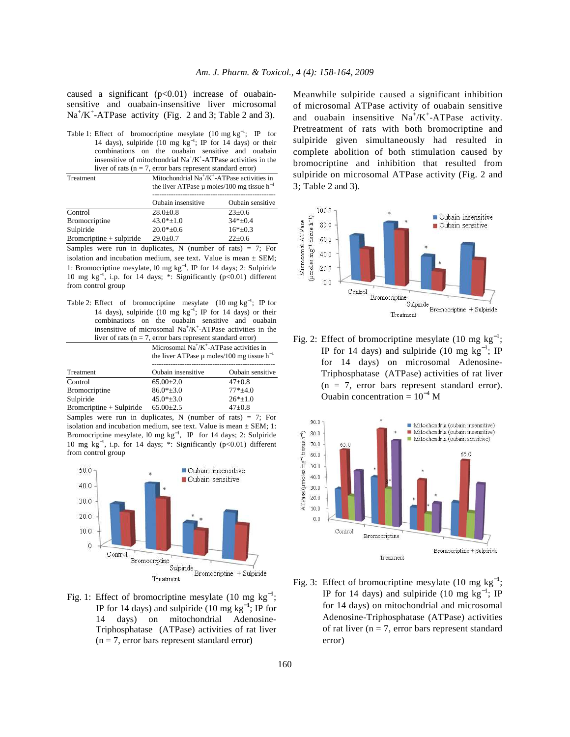caused a significant ($p<0.01$) increase of ouabain-sensitive and ouabain-insensitive liver microsomal $Na^+/K^+$-ATPase activity (Fig. 2 and 3; Table 2 and 3).

Table 1: Effect of bromocriptine mesylate (10 mg $kg^{-1}$; IP for 14 days), sulpiride (10 mg $kg^{-1}$; IP for 14 days) or their combinations on the ouabain sensitive and ouabain insensitive of mitochondrial $Na^+/K^+$-ATPase activities in the liver of rats (n = 7, error bars represent standard error)

| Treatment | Mitochondrial $Na^+/K^+$-ATPase activities in the liver ATPase μ moles/100 mg tissue $h^{-1}$ | |
|---|---|---|
| | Oubain insensitive | Oubain sensitive |
| Control | 28.0±0.8 | 23±0.6 |
| Bromocriptine | 43.0*±1.0 | 34*±0.4 |
| Sulpiride | 20.0*±0.6 | 16*±0.3 |
| Bromocriptine + sulpiride | 29.0±0.7 | 22±0.6 |

Samples were run in duplicates, N (number of rats) = 7; For isolation and incubation medium, see text. Value is mean ± SEM; 1: Bromocriptine mesylate, l0 mg $kg^{-1}$, IP for 14 days; 2: Sulpiride 10 mg $kg^{-1}$, i.p. for 14 days; *: Significantly ($p<0.01$) different from control group

Table 2: Effect of bromocriptine mesylate (10 mg $kg^{-1}$; IP for 14 days), sulpiride (10 mg $kg^{-1}$; IP for 14 days) or their combinations on the ouabain sensitive and ouabain insensitive of microsomal $Na^+/K^+$-ATPase activities in the liver of rats (n = 7, error bars represent standard error)

| Treatment | Microsomal $Na^+/K^+$-ATPase activities in the liver ATPase μ moles/100 mg tissue $h^{-1}$ | |
|---|---|---|
| | Oubain insensitive | Oubain sensitive |
| Control | 65.00±2.0 | 47±0.8 |
| Bromocriptine | 86.0*±3.0 | 77*±4.0 |
| Sulpiride | 45.0*±3.0 | 26*±1.0 |
| Bromcriptine + Sulpiride | 65.00±2.5 | 47±0.8 |

Samples were run in duplicates, N (number of rats) = 7; For isolation and incubation medium, see text. Value is mean ± SEM; 1: Bromocriptine mesylate, l0 mg $kg^{-1}$, IP for 14 days; 2: Sulpiride 10 mg $kg^{-1}$, i.p. for 14 days; *: Significantly ($p<0.01$) different from control group

Fig. 1: Effect of bromocriptine mesylate (10 mg $kg^{-1}$; IP for 14 days) and sulpiride (10 mg $kg^{-1}$; IP for 14 days) on mitochondrial Adenosine-Triphosphatase (ATPase) activities of rat liver (n = 7, error bars represent standard error)

Meanwhile sulpiride caused a significant inhibition of microsomal ATPase activity of ouabain sensitive and ouabain insensitive $Na^+/K^+$-ATPase activity. Pretreatment of rats with both bromocriptine and sulpiride given simultaneously had resulted in complete abolition of both stimulation caused by bromocriptine and inhibition that resulted from sulpiride on microsomal ATPase activity (Fig. 2 and 3; Table 2 and 3).

Fig. 2: Effect of bromocriptine mesylate (10 mg $kg^{-1}$; IP for 14 days) and sulpiride (10 mg $kg^{-1}$; IP for 14 days) on microsomal Adenosine-Triphosphatase (ATPase) activities of rat liver (n = 7, error bars represent standard error). Ouabin concentration = $10^{-4}$ M

Fig. 3: Effect of bromocriptine mesylate (10 mg $kg^{-1}$; IP for 14 days) and sulpiride (10 mg $kg^{-1}$; IP for 14 days) on mitochondrial and microsomal Adenosine-Triphosphatase (ATPase) activities of rat liver (n = 7, error bars represent standard error)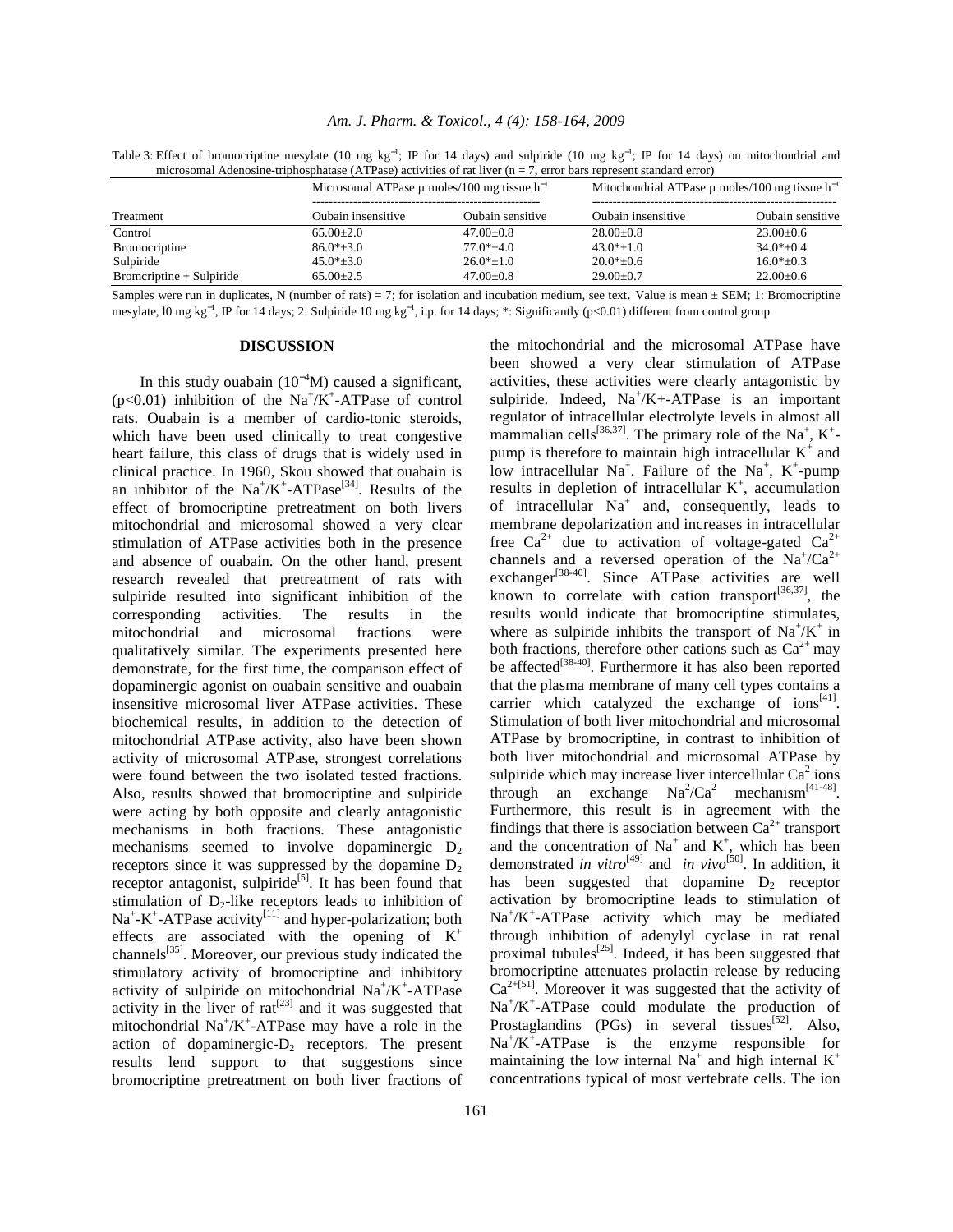Table 3: Effect of bromocriptine mesylate (10 mg $kg^{-1}$; IP for 14 days) and sulpiride (10 mg $kg^{-1}$; IP for 14 days) on mitochondrial and microsomal Adenosine-triphosphatase (ATPase) activities of rat liver (n = 7, error bars represent standard error)

| Treatment | Microsomal ATPase μ moles/100 mg tissue $h^{-1}$ | | Mitochondrial ATPase μ moles/100 mg tissue $h^{-1}$ | |
|---|---|---|---|---|
| | Oubain insensitive | Oubain sensitive | Oubain insensitive | Oubain sensitive |
| Control | 65.00±2.0 | 47.00±0.8 | 28.00±0.8 | 23.00±0.6 |
| Bromocriptine | 86.0*±3.0 | 77.0*±4.0 | 43.0*±1.0 | 34.0*±0.4 |
| Sulpiride | 45.0*±3.0 | 26.0*±1.0 | 20.0*±0.6 | 16.0*±0.3 |
| Bromcriptine + Sulpiride | 65.00±2.5 | 47.00±0.8 | 29.00±0.7 | 22.00±0.6 |

Samples were run in duplicates, N (number of rats) = 7; for isolation and incubation medium, see text. Value is mean ± SEM; 1: Bromocriptine mesylate, l0 mg $kg^{-1}$, IP for 14 days; 2: Sulpiride 10 mg $kg^{-1}$, i.p. for 14 days; *: Significantly (p<0.01) different from control group

## DISCUSSION

In this study ouabain ($10^{-4}$M) caused a significant, (p<0.01) inhibition of the $Na^+/K^+$-ATPase of control rats. Ouabain is a member of cardio-tonic steroids, which have been used clinically to treat congestive heart failure, this class of drugs that is widely used in clinical practice. In 1960, Skou showed that ouabain is an inhibitor of the $Na^+/K^+$-ATPase[34]. Results of the effect of bromocriptine pretreatment on both livers mitochondrial and microsomal showed a very clear stimulation of ATPase activities both in the presence and absence of ouabain. On the other hand, present research revealed that pretreatment of rats with sulpiride resulted into significant inhibition of the corresponding activities. The results in the mitochondrial and microsomal fractions were qualitatively similar. The experiments presented here demonstrate, for the first time, the comparison effect of dopaminergic agonist on ouabain sensitive and ouabain insensitive microsomal liver ATPase activities. These biochemical results, in addition to the detection of mitochondrial ATPase activity, also have been shown activity of microsomal ATPase, strongest correlations were found between the two isolated tested fractions. Also, results showed that bromocriptine and sulpiride were acting by both opposite and clearly antagonistic mechanisms in both fractions. These antagonistic mechanisms seemed to involve dopaminergic $D_2$ receptors since it was suppressed by the dopamine $D_2$ receptor antagonist, sulpiride[5]. It has been found that stimulation of $D_2$-like receptors leads to inhibition of $Na^+$-$K^+$-ATPase activity[11] and hyper-polarization; both effects are associated with the opening of $K^+$ channels[35]. Moreover, our previous study indicated the stimulatory activity of bromocriptine and inhibitory activity of sulpiride on mitochondrial $Na^+/K^+$-ATPase activity in the liver of rat[23] and it was suggested that mitochondrial $Na^+/K^+$-ATPase may have a role in the action of dopaminergic-$D_2$ receptors. The present results lend support to that suggestions since bromocriptine pretreatment on both liver fractions of the mitochondrial and the microsomal ATPase have been showed a very clear stimulation of ATPase activities, these activities were clearly antagonistic by sulpiride. Indeed, $Na^+$/K+-ATPase is an important regulator of intracellular electrolyte levels in almost all mammalian cells[36,37]. The primary role of the $Na^+$, $K^+$-pump is therefore to maintain high intracellular $K^+$ and low intracellular $Na^+$. Failure of the $Na^+$, $K^+$-pump results in depletion of intracellular $K^+$, accumulation of intracellular $Na^+$ and, consequently, leads to membrane depolarization and increases in intracellular free $Ca^{2+}$ due to activation of voltage-gated $Ca^{2+}$ channels and a reversed operation of the $Na^+/Ca^{2+}$ exchanger[38-40]. Since ATPase activities are well known to correlate with cation transport[36,37], the results would indicate that bromocriptine stimulates, where as sulpiride inhibits the transport of $Na^+/K^+$ in both fractions, therefore other cations such as $Ca^{2+}$ may be affected[38-40]. Furthermore it has also been reported that the plasma membrane of many cell types contains a carrier which catalyzed the exchange of ions[41]. Stimulation of both liver mitochondrial and microsomal ATPase by bromocriptine, in contrast to inhibition of both liver mitochondrial and microsomal ATPase by sulpiride which may increase liver intercellular $Ca^2$ ions through an exchange $Na^2/Ca^2$ mechanism[41-48]. Furthermore, this result is in agreement with the findings that there is association between $Ca^{2+}$ transport and the concentration of $Na^+$ and $K^+$, which has been demonstrated *in vitro*[49] and *in vivo*[50]. In addition, it has been suggested that dopamine $D_2$ receptor activation by bromocriptine leads to stimulation of $Na^+/K^+$-ATPase activity which may be mediated through inhibition of adenylyl cyclase in rat renal proximal tubules[25]. Indeed, it has been suggested that bromocriptine attenuates prolactin release by reducing $Ca^{2+}$[51]. Moreover it was suggested that the activity of $Na^+/K^+$-ATPase could modulate the production of Prostaglandins (PGs) in several tissues[52]. Also, $Na^+/K^+$-ATPase is the enzyme responsible for maintaining the low internal $Na^+$ and high internal $K^+$ concentrations typical of most vertebrate cells. The ion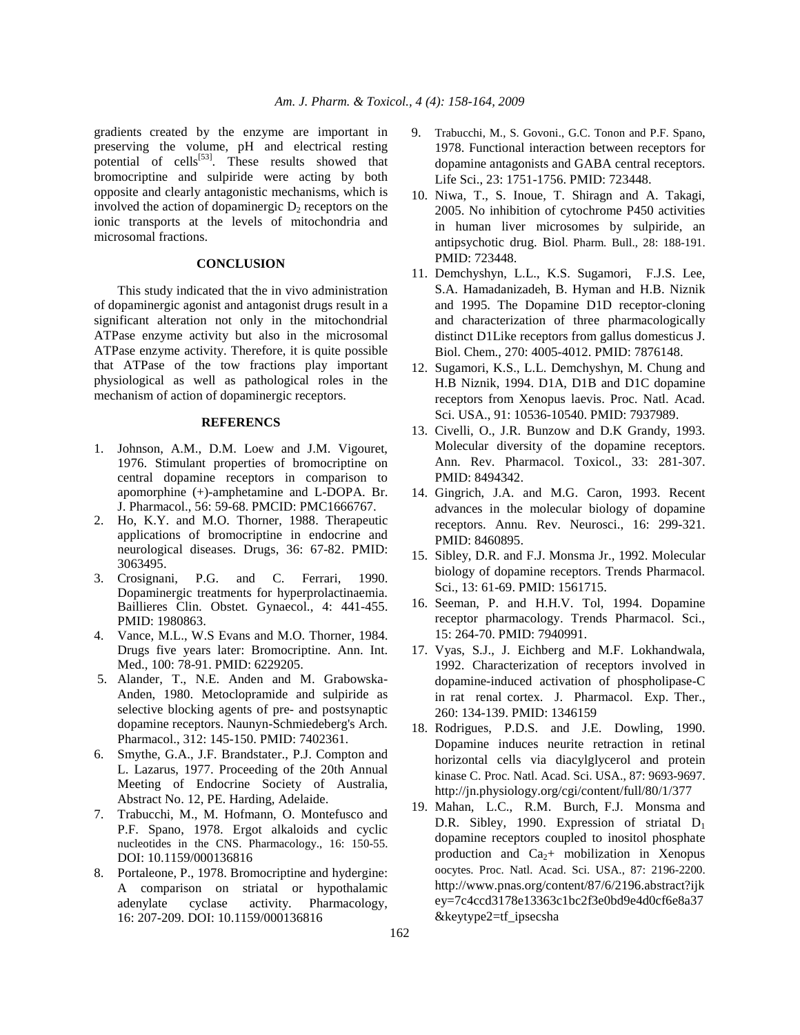gradients created by the enzyme are important in preserving the volume, pH and electrical resting potential of cells[53]. These results showed that bromocriptine and sulpiride were acting by both opposite and clearly antagonistic mechanisms, which is involved the action of dopaminergic $D_2$ receptors on the ionic transports at the levels of mitochondria and microsomal fractions.

## CONCLUSION

This study indicated that the in vivo administration of dopaminergic agonist and antagonist drugs result in a significant alteration not only in the mitochondrial ATPase enzyme activity but also in the microsomal ATPase enzyme activity. Therefore, it is quite possible that ATPase of the tow fractions play important physiological as well as pathological roles in the mechanism of action of dopaminergic receptors.

## REFERENCS

1. Johnson, A.M., D.M. Loew and J.M. Vigouret, 1976. Stimulant properties of bromocriptine on central dopamine receptors in comparison to apomorphine (+)-amphetamine and L-DOPA. Br. J. Pharmacol., 56: 59-68. PMCID: PMC1666767.
2. Ho, K.Y. and M.O. Thorner, 1988. Therapeutic applications of bromocriptine in endocrine and neurological diseases. Drugs, 36: 67-82. PMID: 3063495.
3. Crosignani, P.G. and C. Ferrari, 1990. Dopaminergic treatments for hyperprolactinaemia. Baillieres Clin. Obstet. Gynaecol., 4: 441-455. PMID: 1980863.
4. Vance, M.L., W.S Evans and M.O. Thorner, 1984. Drugs five years later: Bromocriptine. Ann. Int. Med., 100: 78-91. PMID: 6229205.
5. Alander, T., N.E. Anden and M. Grabowska-Anden, 1980. Metoclopramide and sulpiride as selective blocking agents of pre- and postsynaptic dopamine receptors. Naunyn-Schmiedeberg's Arch. Pharmacol., 312: 145-150. PMID: 7402361.
6. Smythe, G.A., J.F. Brandstater., P.J. Compton and L. Lazarus, 1977. Proceeding of the 20th Annual Meeting of Endocrine Society of Australia, Abstract No. 12, PE. Harding, Adelaide.
7. Trabucchi, M., M. Hofmann, O. Montefusco and P.F. Spano, 1978. Ergot alkaloids and cyclic nucleotides in the CNS. Pharmacology., 16: 150-55. DOI: 10.1159/000136816
8. Portaleone, P., 1978. Bromocriptine and hydergine: A comparison on striatal or hypothalamic adenylate cyclase activity. Pharmacology, 16: 207-209. DOI: 10.1159/000136816
9. Trabucchi, M., S. Govoni., G.C. Tonon and P.F. Spano, 1978. Functional interaction between receptors for dopamine antagonists and GABA central receptors. Life Sci., 23: 1751-1756. PMID: 723448.
10. Niwa, T., S. Inoue, T. Shiragn and A. Takagi, 2005. No inhibition of cytochrome P450 activities in human liver microsomes by sulpiride, an antipsychotic drug. Biol. Pharm. Bull., 28: 188-191. PMID: 723448.
11. Demchyshyn, L.L., K.S. Sugamori, F.J.S. Lee, S.A. Hamadanizadeh, B. Hyman and H.B. Niznik and 1995. The Dopamine D1D receptor-cloning and characterization of three pharmacologically distinct D1Like receptors from gallus domesticus J. Biol. Chem., 270: 4005-4012. PMID: 7876148.
12. Sugamori, K.S., L.L. Demchyshyn, M. Chung and H.B Niznik, 1994. D1A, D1B and D1C dopamine receptors from Xenopus laevis. Proc. Natl. Acad. Sci. USA., 91: 10536-10540. PMID: 7937989.
13. Civelli, O., J.R. Bunzow and D.K Grandy, 1993. Molecular diversity of the dopamine receptors. Ann. Rev. Pharmacol. Toxicol., 33: 281-307. PMID: 8494342.
14. Gingrich, J.A. and M.G. Caron, 1993. Recent advances in the molecular biology of dopamine receptors. Annu. Rev. Neurosci., 16: 299-321. PMID: 8460895.
15. Sibley, D.R. and F.J. Monsma Jr., 1992. Molecular biology of dopamine receptors. Trends Pharmacol. Sci., 13: 61-69. PMID: 1561715.
16. Seeman, P. and H.H.V. Tol, 1994. Dopamine receptor pharmacology. Trends Pharmacol. Sci., 15: 264-70. PMID: 7940991.
17. Vyas, S.J., J. Eichberg and M.F. Lokhandwala, 1992. Characterization of receptors involved in dopamine-induced activation of phospholipase-C in rat renal cortex. J. Pharmacol. Exp. Ther., 260: 134-139. PMID: 1346159
18. Rodrigues, P.D.S. and J.E. Dowling, 1990. Dopamine induces neurite retraction in retinal horizontal cells via diacylglycerol and protein kinase C. Proc. Natl. Acad. Sci. USA., 87: 9693-9697. http://jn.physiology.org/cgi/content/full/80/1/377
19. Mahan, L.C., R.M. Burch, F.J. Monsma and D.R. Sibley, 1990. Expression of striatal $D_1$ dopamine receptors coupled to inositol phosphate production and $Ca_2$+ mobilization in Xenopus oocytes. Proc. Natl. Acad. Sci. USA., 87: 2196-2200. http://www.pnas.org/content/87/6/2196.abstract?ijkey=7c4ccd3178e13363c1bc2f3e0bd9e4d0cf6e8a37&keytype2=tf_ipsecsha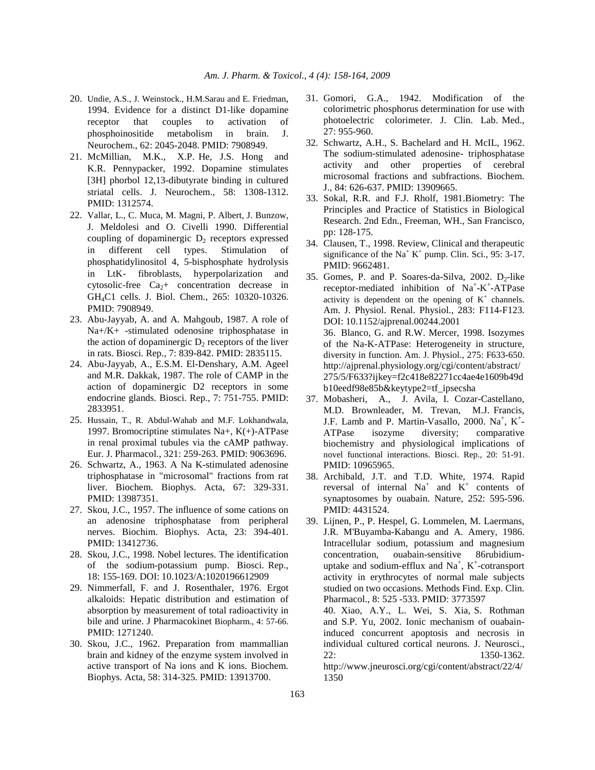20. Undie, A.S., J. Weinstock., H.M.Sarau and E. Friedman, 1994. Evidence for a distinct D1-like dopamine receptor that couples to activation of phosphoinositide metabolism in brain. J. Neurochem., 62: 2045-2048. PMID: 7908949.
21. McMillian, M.K., X.P. He, J.S. Hong and K.R. Pennypacker, 1992. Dopamine stimulates [3H] phorbol 12,13-dibutyrate binding in cultured striatal cells. J. Neurochem., 58: 1308-1312. PMID: 1312574.
22. Vallar, L., C. Muca, M. Magni, P. Albert, J. Bunzow, J. Meldolesi and O. Civelli 1990. Differential coupling of dopaminergic $D_2$ receptors expressed in different cell types. Stimulation of phosphatidylinositol 4, 5-bisphosphate hydrolysis in LtK- fibroblasts, hyperpolarization and cytosolic-free $Ca_2$+ concentration decrease in $GH_4C1$ cells. J. Biol. Chem., 265: 10320-10326. PMID: 7908949.
23. Abu-Jayyab, A. and A. Mahgoub, 1987. A role of Na+/K+ -stimulated odenosine triphosphatase in the action of dopaminergic $D_2$ receptors of the liver in rats. Biosci. Rep., 7: 839-842. PMID: 2835115.
24. Abu-Jayyab, A., E.S.M. El-Denshary, A.M. Ageel and M.R. Dakkak, 1987. The role of CAMP in the action of dopaminergic D2 receptors in some endocrine glands. Biosci. Rep., 7: 751-755. PMID: 2833951.
25. Hussain, T., R. Abdul-Wahab and M.F. Lokhandwala, 1997. Bromocriptine stimulates Na+, K(+)-ATPase in renal proximal tubules via the cAMP pathway. Eur. J. Pharmacol., 321: 259-263. PMID: 9063696.
26. Schwartz, A., 1963. A Na K-stimulated adenosine triphosphatase in "microsomal" fractions from rat liver. Biochem. Biophys. Acta, 67: 329-331. PMID: 13987351.
27. Skou, J.C., 1957. The influence of some cations on an adenosine triphosphatase from peripheral nerves. Biochim. Biophys. Acta, 23: 394-401. PMID: 13412736.
28. Skou, J.C., 1998. Nobel lectures. The identification of the sodium-potassium pump. Biosci. Rep., 18: 155-169. DOI: 10.1023/A:1020196612909
29. Nimmerfall, F. and J. Rosenthaler, 1976. Ergot alkaloids: Hepatic distribution and estimation of absorption by measurement of total radioactivity in bile and urine. J Pharmacokinet Biopharm., 4: 57-66. PMID: 1271240.
30. Skou, J.C., 1962. Preparation from mammallian brain and kidney of the enzyme system involved in active transport of Na ions and K ions. Biochem. Biophys. Acta, 58: 314-325. PMID: 13913700.
31. Gomori, G.A., 1942. Modification of the colorimetric phosphorus determination for use with photoelectric colorimeter. J. Clin. Lab. Med., 27: 955-960.
32. Schwartz, A.H., S. Bachelard and H. McIL, 1962. The sodium-stimulated adenosine- triphosphatase activity and other properties of cerebral microsomal fractions and subfractions. Biochem. J., 84: 626-637. PMID: 13909665.
33. Sokal, R.R. and F.J. Rholf, 1981.Biometry: The Principles and Practice of Statistics in Biological Research. 2nd Edn., Freeman, WH., San Francisco, pp: 128-175.
34. Clausen, T., 1998. Review, Clinical and therapeutic significance of the $Na^+$ $K^+$ pump. Clin. Sci., 95: 3-17. PMID: 9662481.
35. Gomes, P. and P. Soares-da-Silva, 2002. $D_2$-like receptor-mediated inhibition of $Na^+$-$K^+$-ATPase activity is dependent on the opening of $K^+$ channels. Am. J. Physiol. Renal. Physiol., 283: F114-F123. DOI: 10.1152/ajprenal.00244.2001
36. Blanco, G. and R.W. Mercer, 1998. Isozymes of the Na-K-ATPase: Heterogeneity in structure, diversity in function. Am. J. Physiol., 275: F633-650. http://ajprenal.physiology.org/cgi/content/abstract/275/5/F633?ijkey=f2c418e82271cc4ae4e1609b49db10eedf98e85b&keytype2=tf_ipsecsha
37. Mobasheri, A., J. Avila, I. Cozar-Castellano, M.D. Brownleader, M. Trevan, M.J. Francis, J.F. Lamb and P. Martin-Vasallo, 2000. $Na^+$, $K^+$-ATPase isozyme diversity; comparative biochemistry and physiological implications of novel functional interactions. Biosci. Rep., 20: 51-91. PMID: 10965965.
38. Archibald, J.T. and T.D. White, 1974. Rapid reversal of internal $Na^+$ and $K^+$ contents of synaptosomes by ouabain. Nature, 252: 595-596. PMID: 4431524.
39. Lijnen, P., P. Hespel, G. Lommelen, M. Laermans, J.R. M'Buyamba-Kabangu and A. Amery, 1986. Intracellular sodium, potassium and magnesium concentration, ouabain-sensitive 86rubidium-uptake and sodium-efflux and $Na^+$, $K^+$-cotransport activity in erythrocytes of normal male subjects studied on two occasions. Methods Find. Exp. Clin. Pharmacol., 8: 525 -533. PMID: 3773597
40. Xiao, A.Y., L. Wei, S. Xia, S. Rothman and S.P. Yu, 2002. Ionic mechanism of ouabain-induced concurrent apoptosis and necrosis in individual cultured cortical neurons. J. Neurosci., 22: 1350-1362. http://www.jneurosci.org/cgi/content/abstract/22/4/1350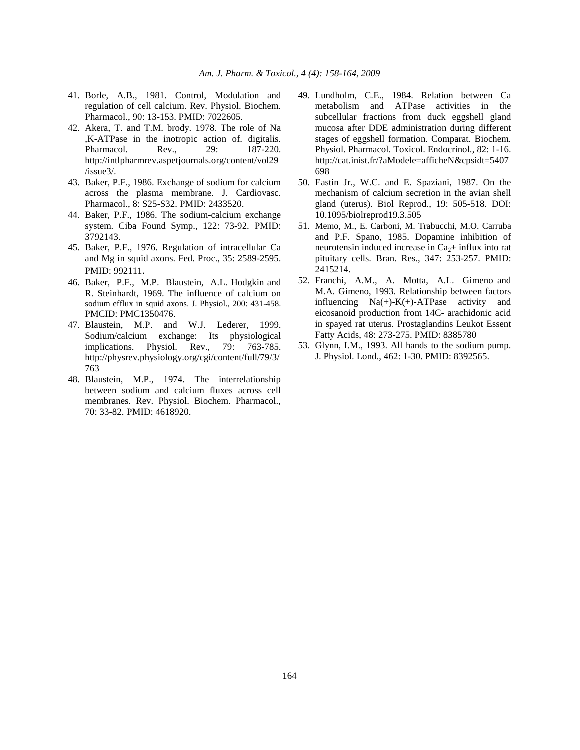41. Borle, A.B., 1981. Control, Modulation and regulation of cell calcium. Rev. Physiol. Biochem. Pharmacol., 90: 13-153. PMID: 7022605.
42. Akera, T. and T.M. brody. 1978. The role of Na ,K-ATPase in the inotropic action of. digitalis. Pharmacol. Rev., 29: 187-220. http://intlpharmrev.aspetjournals.org/content/vol29/issue3/.
43. Baker, P.F., 1986. Exchange of sodium for calcium across the plasma membrane. J. Cardiovasc. Pharmacol., 8: S25-S32. PMID: 2433520.
44. Baker, P.F., 1986. The sodium-calcium exchange system. Ciba Found Symp., 122: 73-92. PMID: 3792143.
45. Baker, P.F., 1976. Regulation of intracellular Ca and Mg in squid axons. Fed. Proc., 35: 2589-2595. PMID: 992111.
46. Baker, P.F., M.P. Blaustein, A.L. Hodgkin and R. Steinhardt, 1969. The influence of calcium on sodium efflux in squid axons. J. Physiol., 200: 431-458. PMCID: PMC1350476.
47. Blaustein, M.P. and W.J. Lederer, 1999. Sodium/calcium exchange: Its physiological implications. Physiol. Rev., 79: 763-785. http://physrev.physiology.org/cgi/content/full/79/3/763
48. Blaustein, M.P., 1974. The interrelationship between sodium and calcium fluxes across cell membranes. Rev. Physiol. Biochem. Pharmacol., 70: 33-82. PMID: 4618920.
49. Lundholm, C.E., 1984. Relation between Ca metabolism and ATPase activities in the subcellular fractions from duck eggshell gland mucosa after DDE administration during different stages of eggshell formation. Comparat. Biochem. Physiol. Pharmacol. Toxicol. Endocrinol., 82: 1-16. http://cat.inist.fr/?aModele=afficheN&cpsidt=5407698
50. Eastin Jr., W.C. and E. Spaziani, 1987. On the mechanism of calcium secretion in the avian shell gland (uterus). Biol Reprod., 19: 505-518. DOI: 10.1095/biolreprod19.3.505
51. Memo, M., E. Carboni, M. Trabucchi, M.O. Carruba and P.F. Spano, 1985. Dopamine inhibition of neurotensin induced increase in $Ca_2$+ influx into rat pituitary cells. Bran. Res., 347: 253-257. PMID: 2415214.
52. Franchi, A.M., A. Motta, A.L. Gimeno and M.A. Gimeno, 1993. Relationship between factors influencing Na(+)-K(+)-ATPase activity and eicosanoid production from 14C- arachidonic acid in spayed rat uterus. Prostaglandins Leukot Essent Fatty Acids, 48: 273-275. PMID: 8385780
53. Glynn, I.M., 1993. All hands to the sodium pump. J. Physiol. Lond., 462: 1-30. PMID: 8392565.